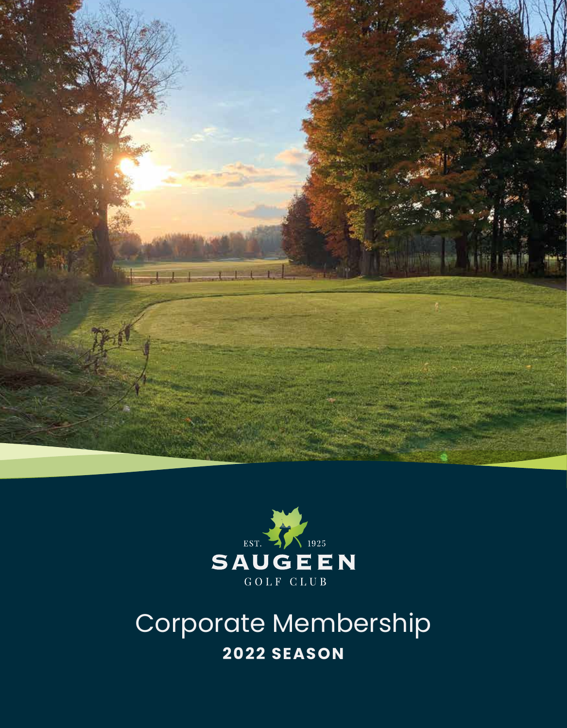EST. 1925

SAUGEEN

GOLF CLUB

# Corporate Membership

## 2022 SEASON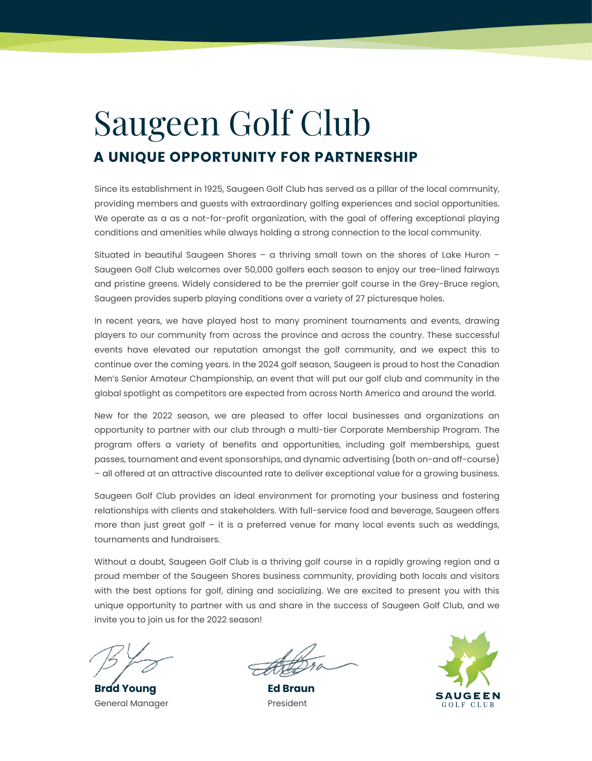# Saugeen Golf Club

## A UNIQUE OPPORTUNITY FOR PARTNERSHIP

Since its establishment in 1925, Saugeen Golf Club has served as a pillar of the local community, providing members and guests with extraordinary golfing experiences and social opportunities. We operate as a as a not-for-profit organization, with the goal of offering exceptional playing conditions and amenities while always holding a strong connection to the local community.

Situated in beautiful Saugeen Shores – a thriving small town on the shores of Lake Huron – Saugeen Golf Club welcomes over 50,000 golfers each season to enjoy our tree-lined fairways and pristine greens. Widely considered to be the premier golf course in the Grey-Bruce region, Saugeen provides superb playing conditions over a variety of 27 picturesque holes.

In recent years, we have played host to many prominent tournaments and events, drawing players to our community from across the province and across the country. These successful events have elevated our reputation amongst the golf community, and we expect this to continue over the coming years. In the 2024 golf season, Saugeen is proud to host the Canadian Men's Senior Amateur Championship, an event that will put our golf club and community in the global spotlight as competitors are expected from across North America and around the world.

New for the 2022 season, we are pleased to offer local businesses and organizations an opportunity to partner with our club through a multi-tier Corporate Membership Program. The program offers a variety of benefits and opportunities, including golf memberships, guest passes, tournament and event sponsorships, and dynamic advertising (both on-and off-course) – all offered at an attractive discounted rate to deliver exceptional value for a growing business.

Saugeen Golf Club provides an ideal environment for promoting your business and fostering relationships with clients and stakeholders. With full-service food and beverage, Saugeen offers more than just great golf – it is a preferred venue for many local events such as weddings, tournaments and fundraisers.

Without a doubt, Saugeen Golf Club is a thriving golf course in a rapidly growing region and a proud member of the Saugeen Shores business community, providing both locals and visitors with the best options for golf, dining and socializing. We are excited to present you with this unique opportunity to partner with us and share in the success of Saugeen Golf Club, and we invite you to join us for the 2022 season!

**Brad Young**
General Manager

**Ed Braun**
President

SAUGEEN GOLF CLUB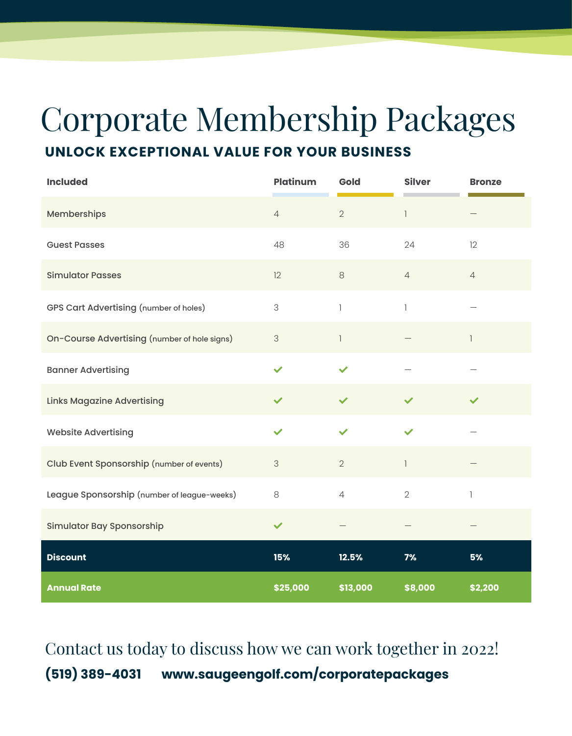# Corporate Membership Packages

## UNLOCK EXCEPTIONAL VALUE FOR YOUR BUSINESS

| Included | Platinum | Gold | Silver | Bronze |
|---|---|---|---|---|
| Memberships | 4 | 2 | 1 | — |
| Guest Passes | 48 | 36 | 24 | 12 |
| Simulator Passes | 12 | 8 | 4 | 4 |
| GPS Cart Advertising (number of holes) | 3 | 1 | 1 | — |
| On-Course Advertising (number of hole signs) | 3 | 1 | — | 1 |
| Banner Advertising | ✔ | ✔ | — | — |
| Links Magazine Advertising | ✔ | ✔ | ✔ | ✔ |
| Website Advertising | ✔ | ✔ | ✔ | — |
| Club Event Sponsorship (number of events) | 3 | 2 | 1 | — |
| League Sponsorship (number of league-weeks) | 8 | 4 | 2 | 1 |
| Simulator Bay Sponsorship | ✔ | — | — | — |
| **Discount** | **15%** | **12.5%** | **7%** | **5%** |
| **Annual Rate** | **$25,000** | **$13,000** | **$8,000** | **$2,200** |

Contact us today to discuss how we can work together in 2022!

**(519) 389-4031** **www.saugeengolf.com/corporatepackages**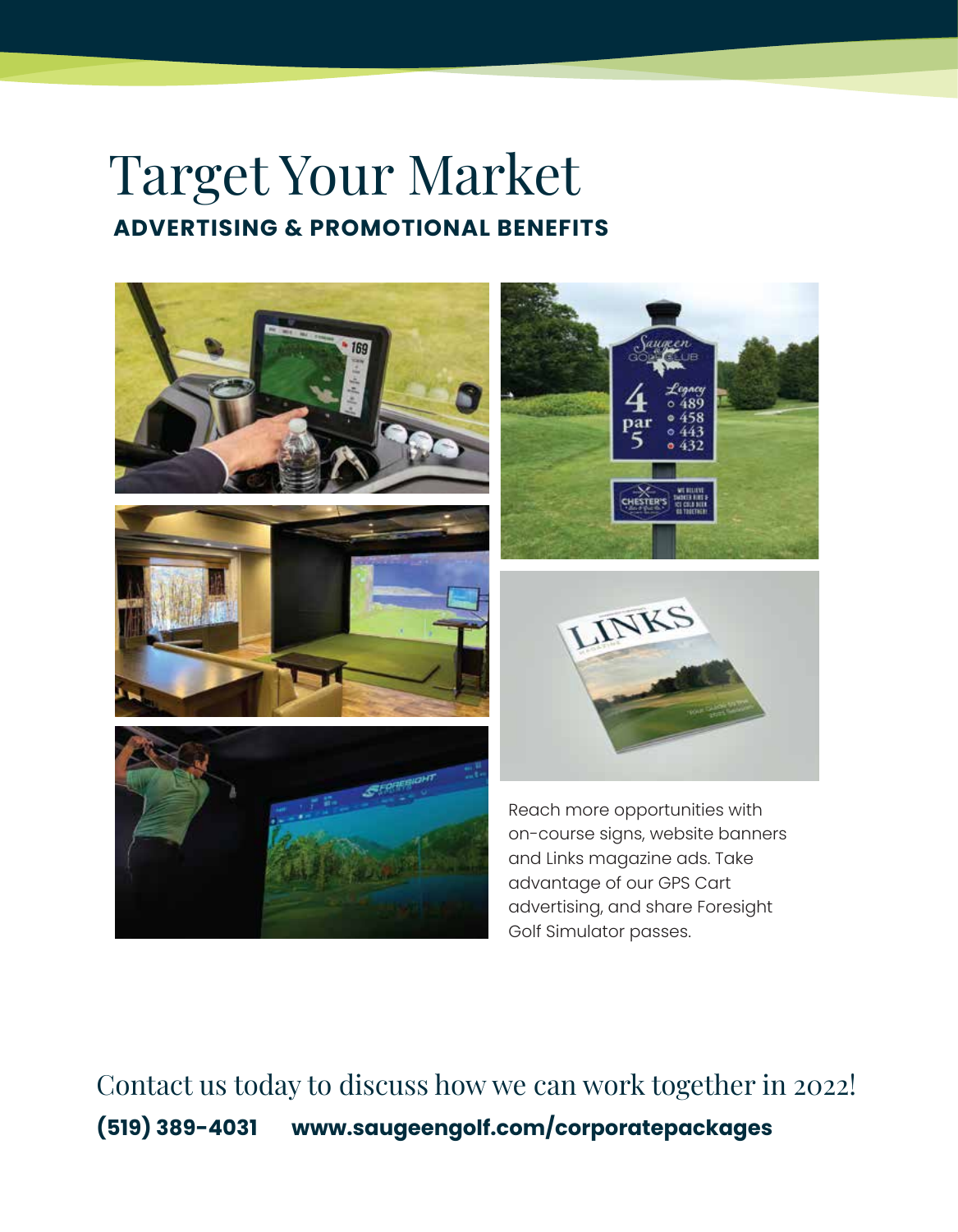# Target Your Market

## ADVERTISING & PROMOTIONAL BENEFITS

Reach more opportunities with on-course signs, website banners and Links magazine ads. Take advantage of our GPS Cart advertising, and share Foresight Golf Simulator passes.

Contact us today to discuss how we can work together in 2022!

**(519) 389-4031 www.saugeengolf.com/corporatepackages**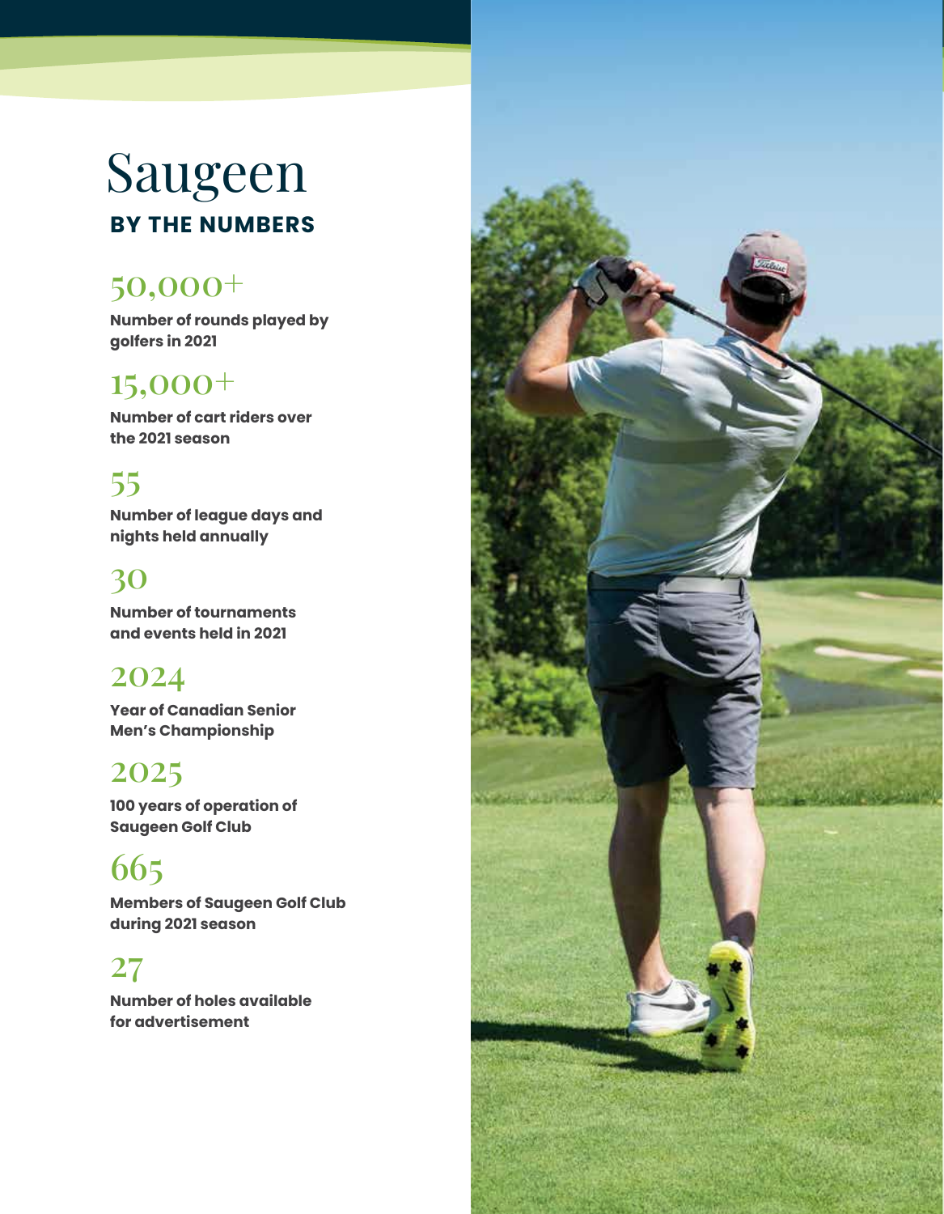# Saugeen

## BY THE NUMBERS

### 50,000+

**Number of rounds played by golfers in 2021**

### 15,000+

**Number of cart riders over the 2021 season**

### 55

**Number of league days and nights held annually**

### 30

**Number of tournaments and events held in 2021**

### 2024

**Year of Canadian Senior Men's Championship**

### 2025

**100 years of operation of Saugeen Golf Club**

### 665

**Members of Saugeen Golf Club during 2021 season**

### 27

**Number of holes available for advertisement**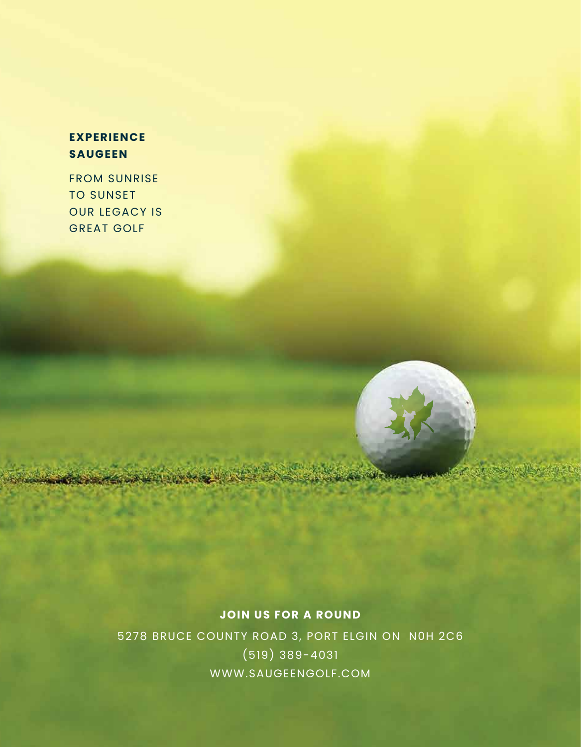**EXPERIENCE SAUGEEN**

FROM SUNRISE
TO SUNSET
OUR LEGACY IS
GREAT GOLF

**JOIN US FOR A ROUND**

5278 BRUCE COUNTY ROAD 3, PORT ELGIN ON N0H 2C6
(519) 389-4031
WWW.SAUGEENGOLF.COM